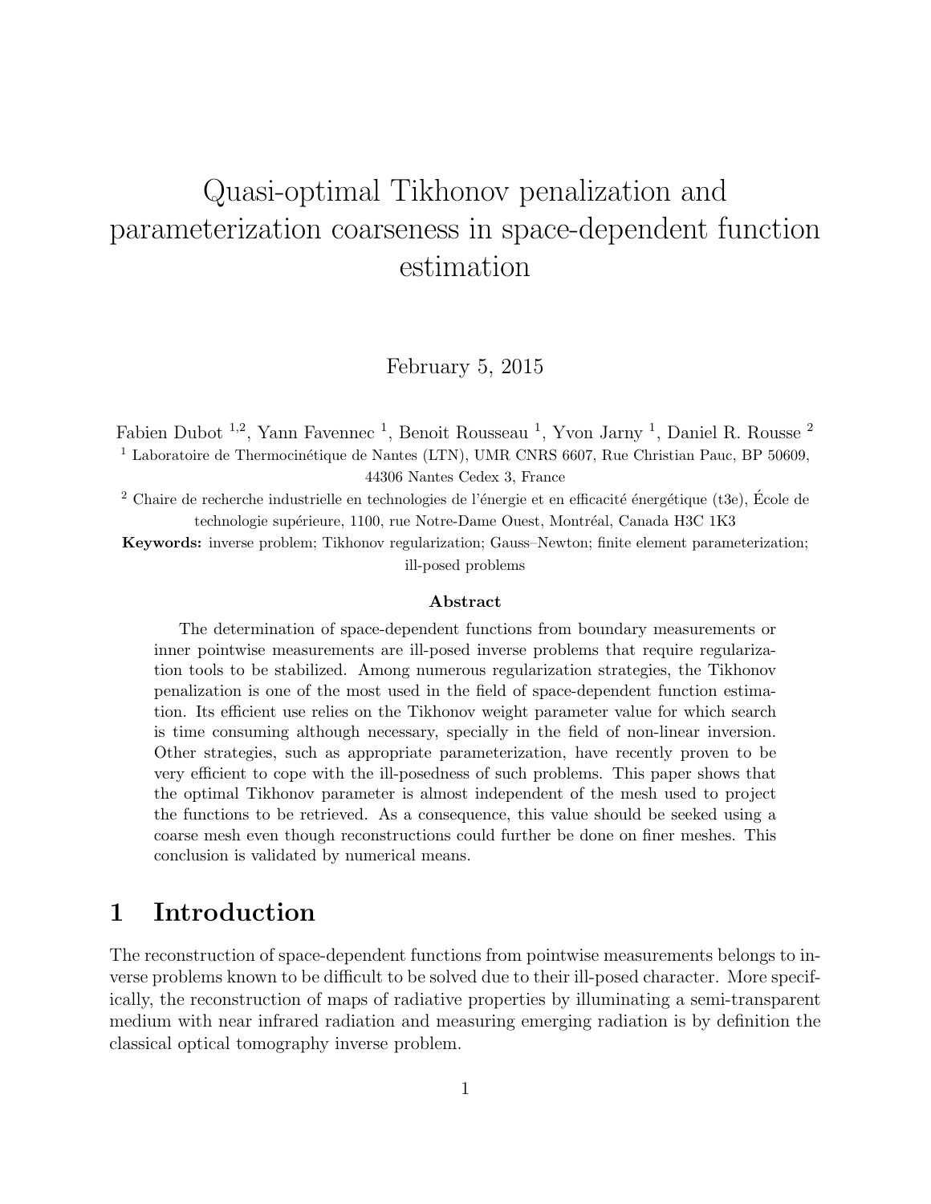# Quasi-optimal Tikhonov penalization and parameterization coarseness in space-dependent function estimation

February 5, 2015

Fabien Dubot [1,2], Yann Favennec [1], Benoit Rousseau [1], Yvon Jarny [1], Daniel R. Rousse [2]

[1] Laboratoire de Thermocinétique de Nantes (LTN), UMR CNRS 6607, Rue Christian Pauc, BP 50609, 44306 Nantes Cedex 3, France

[2] Chaire de recherche industrielle en technologies de l'énergie et en efficacité énergétique (t3e), École de technologie supérieure, 1100, rue Notre-Dame Ouest, Montréal, Canada H3C 1K3

**Keywords:** inverse problem; Tikhonov regularization; Gauss–Newton; finite element parameterization; ill-posed problems

**Abstract**

The determination of space-dependent functions from boundary measurements or inner pointwise measurements are ill-posed inverse problems that require regularization tools to be stabilized. Among numerous regularization strategies, the Tikhonov penalization is one of the most used in the field of space-dependent function estimation. Its efficient use relies on the Tikhonov weight parameter value for which search is time consuming although necessary, specially in the field of non-linear inversion. Other strategies, such as appropriate parameterization, have recently proven to be very efficient to cope with the ill-posedness of such problems. This paper shows that the optimal Tikhonov parameter is almost independent of the mesh used to project the functions to be retrieved. As a consequence, this value should be seeked using a coarse mesh even though reconstructions could further be done on finer meshes. This conclusion is validated by numerical means.

## 1 Introduction

The reconstruction of space-dependent functions from pointwise measurements belongs to inverse problems known to be difficult to be solved due to their ill-posed character. More specifically, the reconstruction of maps of radiative properties by illuminating a semi-transparent medium with near infrared radiation and measuring emerging radiation is by definition the classical optical tomography inverse problem.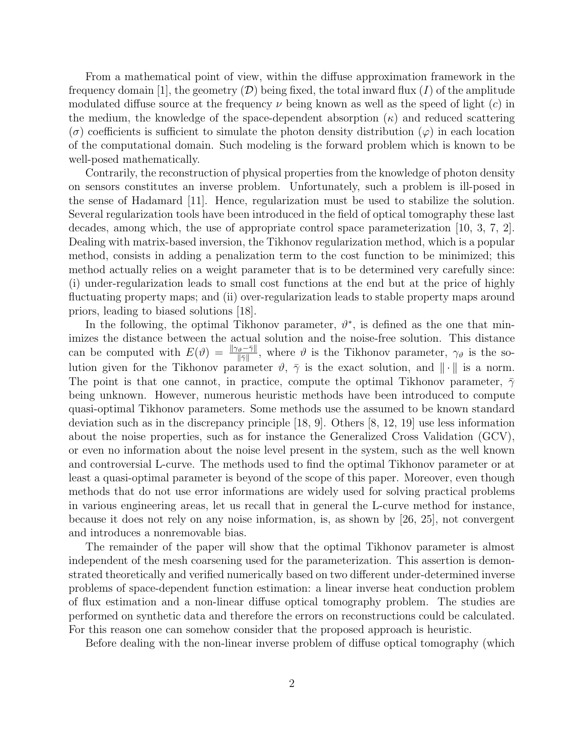From a mathematical point of view, within the diffuse approximation framework in the frequency domain [1], the geometry ($\mathcal{D}$) being fixed, the total inward flux ($I$) of the amplitude modulated diffuse source at the frequency $\nu$ being known as well as the speed of light ($c$) in the medium, the knowledge of the space-dependent absorption ($\kappa$) and reduced scattering ($\sigma$) coefficients is sufficient to simulate the photon density distribution ($\varphi$) in each location of the computational domain. Such modeling is the forward problem which is known to be well-posed mathematically.

Contrarily, the reconstruction of physical properties from the knowledge of photon density on sensors constitutes an inverse problem. Unfortunately, such a problem is ill-posed in the sense of Hadamard [11]. Hence, regularization must be used to stabilize the solution. Several regularization tools have been introduced in the field of optical tomography these last decades, among which, the use of appropriate control space parameterization [10, 3, 7, 2]. Dealing with matrix-based inversion, the Tikhonov regularization method, which is a popular method, consists in adding a penalization term to the cost function to be minimized; this method actually relies on a weight parameter that is to be determined very carefully since: (i) under-regularization leads to small cost functions at the end but at the price of highly fluctuating property maps; and (ii) over-regularization leads to stable property maps around priors, leading to biased solutions [18].

In the following, the optimal Tikhonov parameter, $\vartheta^*$, is defined as the one that minimizes the distance between the actual solution and the noise-free solution. This distance can be computed with $E(\vartheta) = \frac{\|\gamma_\vartheta - \bar{\gamma}\|}{\|\bar{\gamma}\|}$, where $\vartheta$ is the Tikhonov parameter, $\gamma_\vartheta$ is the solution given for the Tikhonov parameter $\vartheta$, $\bar{\gamma}$ is the exact solution, and $\|\cdot\|$ is a norm. The point is that one cannot, in practice, compute the optimal Tikhonov parameter, $\bar{\gamma}$ being unknown. However, numerous heuristic methods have been introduced to compute quasi-optimal Tikhonov parameters. Some methods use the assumed to be known standard deviation such as in the discrepancy principle [18, 9]. Others [8, 12, 19] use less information about the noise properties, such as for instance the Generalized Cross Validation (GCV), or even no information about the noise level present in the system, such as the well known and controversial L-curve. The methods used to find the optimal Tikhonov parameter or at least a quasi-optimal parameter is beyond of the scope of this paper. Moreover, even though methods that do not use error informations are widely used for solving practical problems in various engineering areas, let us recall that in general the L-curve method for instance, because it does not rely on any noise information, is, as shown by [26, 25], not convergent and introduces a nonremovable bias.

The remainder of the paper will show that the optimal Tikhonov parameter is almost independent of the mesh coarsening used for the parameterization. This assertion is demonstrated theoretically and verified numerically based on two different under-determined inverse problems of space-dependent function estimation: a linear inverse heat conduction problem of flux estimation and a non-linear diffuse optical tomography problem. The studies are performed on synthetic data and therefore the errors on reconstructions could be calculated. For this reason one can somehow consider that the proposed approach is heuristic.

Before dealing with the non-linear inverse problem of diffuse optical tomography (which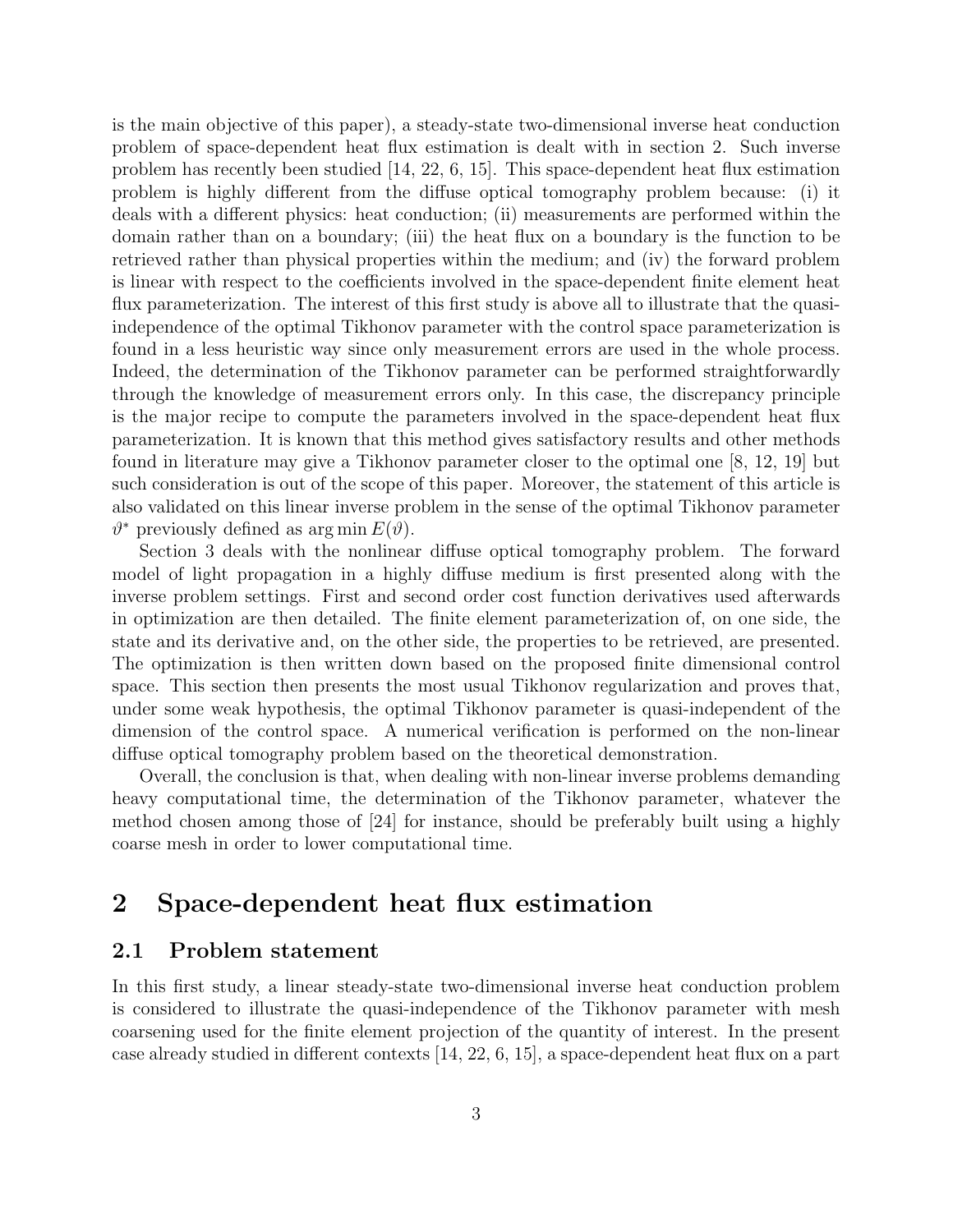is the main objective of this paper), a steady-state two-dimensional inverse heat conduction problem of space-dependent heat flux estimation is dealt with in section 2. Such inverse problem has recently been studied [14, 22, 6, 15]. This space-dependent heat flux estimation problem is highly different from the diffuse optical tomography problem because: (i) it deals with a different physics: heat conduction; (ii) measurements are performed within the domain rather than on a boundary; (iii) the heat flux on a boundary is the function to be retrieved rather than physical properties within the medium; and (iv) the forward problem is linear with respect to the coefficients involved in the space-dependent finite element heat flux parameterization. The interest of this first study is above all to illustrate that the quasi-independence of the optimal Tikhonov parameter with the control space parameterization is found in a less heuristic way since only measurement errors are used in the whole process. Indeed, the determination of the Tikhonov parameter can be performed straightforwardly through the knowledge of measurement errors only. In this case, the discrepancy principle is the major recipe to compute the parameters involved in the space-dependent heat flux parameterization. It is known that this method gives satisfactory results and other methods found in literature may give a Tikhonov parameter closer to the optimal one [8, 12, 19] but such consideration is out of the scope of this paper. Moreover, the statement of this article is also validated on this linear inverse problem in the sense of the optimal Tikhonov parameter $\vartheta^*$ previously defined as $\arg\min E(\vartheta)$.

Section 3 deals with the nonlinear diffuse optical tomography problem. The forward model of light propagation in a highly diffuse medium is first presented along with the inverse problem settings. First and second order cost function derivatives used afterwards in optimization are then detailed. The finite element parameterization of, on one side, the state and its derivative and, on the other side, the properties to be retrieved, are presented. The optimization is then written down based on the proposed finite dimensional control space. This section then presents the most usual Tikhonov regularization and proves that, under some weak hypothesis, the optimal Tikhonov parameter is quasi-independent of the dimension of the control space. A numerical verification is performed on the non-linear diffuse optical tomography problem based on the theoretical demonstration.

Overall, the conclusion is that, when dealing with non-linear inverse problems demanding heavy computational time, the determination of the Tikhonov parameter, whatever the method chosen among those of [24] for instance, should be preferably built using a highly coarse mesh in order to lower computational time.

## 2 Space-dependent heat flux estimation

### 2.1 Problem statement

In this first study, a linear steady-state two-dimensional inverse heat conduction problem is considered to illustrate the quasi-independence of the Tikhonov parameter with mesh coarsening used for the finite element projection of the quantity of interest. In the present case already studied in different contexts [14, 22, 6, 15], a space-dependent heat flux on a part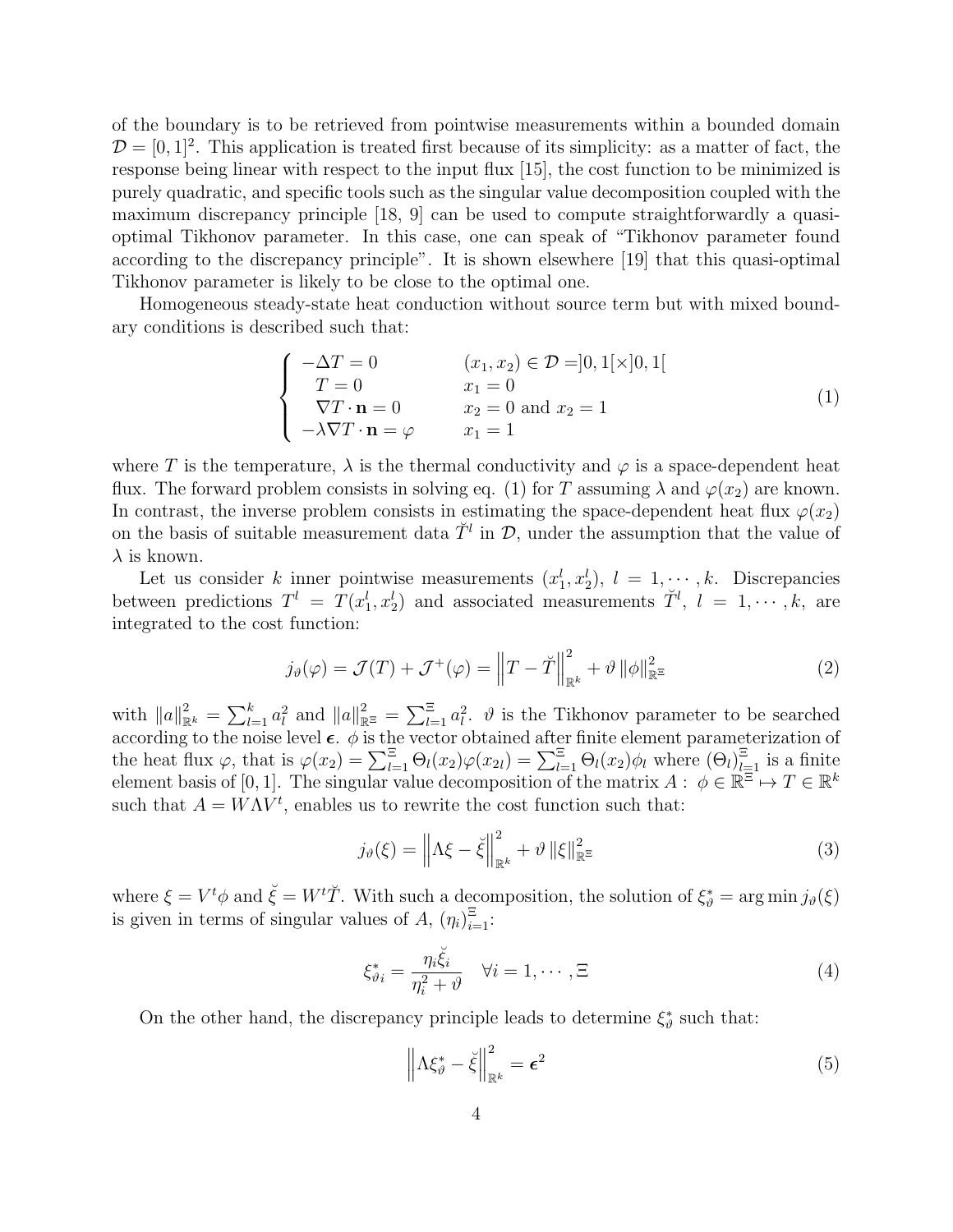of the boundary is to be retrieved from pointwise measurements within a bounded domain $\mathcal{D} = [0,1]^2$. This application is treated first because of its simplicity: as a matter of fact, the response being linear with respect to the input flux [15], the cost function to be minimized is purely quadratic, and specific tools such as the singular value decomposition coupled with the maximum discrepancy principle [18, 9] can be used to compute straightforwardly a quasi-optimal Tikhonov parameter. In this case, one can speak of "Tikhonov parameter found according to the discrepancy principle". It is shown elsewhere [19] that this quasi-optimal Tikhonov parameter is likely to be close to the optimal one.

Homogeneous steady-state heat conduction without source term but with mixed boundary conditions is described such that:

$$
\left\{
\begin{array}{lll}
-\Delta T = 0 & & (x_1, x_2) \in \mathcal{D} = ]0,1[\times]0,1[ \\
\quad T = 0 & & x_1 = 0 \\
\quad \nabla T \cdot \mathbf{n} = 0 & & x_2 = 0 \text{ and } x_2 = 1 \\
-\lambda \nabla T \cdot \mathbf{n} = \varphi & & x_1 = 1
\end{array}
\right.
\tag{1}
$$

where $T$ is the temperature, $\lambda$ is the thermal conductivity and $\varphi$ is a space-dependent heat flux. The forward problem consists in solving eq. (1) for $T$ assuming $\lambda$ and $\varphi(x_2)$ are known. In contrast, the inverse problem consists in estimating the space-dependent heat flux $\varphi(x_2)$ on the basis of suitable measurement data $\breve{T}^l$ in $\mathcal{D}$, under the assumption that the value of $\lambda$ is known.

Let us consider $k$ inner pointwise measurements $(x_1^l, x_2^l)$, $l = 1, \cdots, k$. Discrepancies between predictions $T^l = T(x_1^l, x_2^l)$ and associated measurements $\breve{T}^l$, $l = 1, \cdots, k$, are integrated to the cost function:

$$
j_\vartheta(\varphi) = \mathcal{J}(T) + \mathcal{J}^+(\varphi) = \left\| T - \breve{T} \right\|^2_{\mathbb{R}^k} + \vartheta \left\| \phi \right\|^2_{\mathbb{R}^\Xi}
\tag{2}
$$

with $\|a\|^2_{\mathbb{R}^k} = \sum_{l=1}^k a_l^2$ and $\|a\|^2_{\mathbb{R}^\Xi} = \sum_{l=1}^\Xi a_l^2$. $\vartheta$ is the Tikhonov parameter to be searched according to the noise level $\boldsymbol{\epsilon}$. $\phi$ is the vector obtained after finite element parameterization of the heat flux $\varphi$, that is $\varphi(x_2) = \sum_{l=1}^\Xi \Theta_l(x_2)\varphi(x_{2l}) = \sum_{l=1}^\Xi \Theta_l(x_2)\phi_l$ where $(\Theta_l)_{l=1}^\Xi$ is a finite element basis of $[0,1]$. The singular value decomposition of the matrix $A:\ \phi \in \mathbb{R}^\Xi \mapsto T \in \mathbb{R}^k$ such that $A = W\Lambda V^t$, enables us to rewrite the cost function such that:

$$
j_\vartheta(\xi) = \left\| \Lambda\xi - \breve{\xi} \right\|^2_{\mathbb{R}^k} + \vartheta \left\| \xi \right\|^2_{\mathbb{R}^\Xi}
\tag{3}
$$

where $\xi = V^t\phi$ and $\breve{\xi} = W^t\breve{T}$. With such a decomposition, the solution of $\xi^*_\vartheta = \arg\min j_\vartheta(\xi)$ is given in terms of singular values of $A$, $(\eta_i)_{i=1}^\Xi$:

$$
\xi^*_{\vartheta i} = \frac{\eta_i \breve{\xi}_i}{\eta_i^2 + \vartheta} \quad \forall i = 1, \cdots, \Xi
\tag{4}
$$

On the other hand, the discrepancy principle leads to determine $\xi^*_\vartheta$ such that:

$$
\left\| \Lambda\xi^*_\vartheta - \breve{\xi} \right\|^2_{\mathbb{R}^k} = \boldsymbol{\epsilon}^2
\tag{5}
$$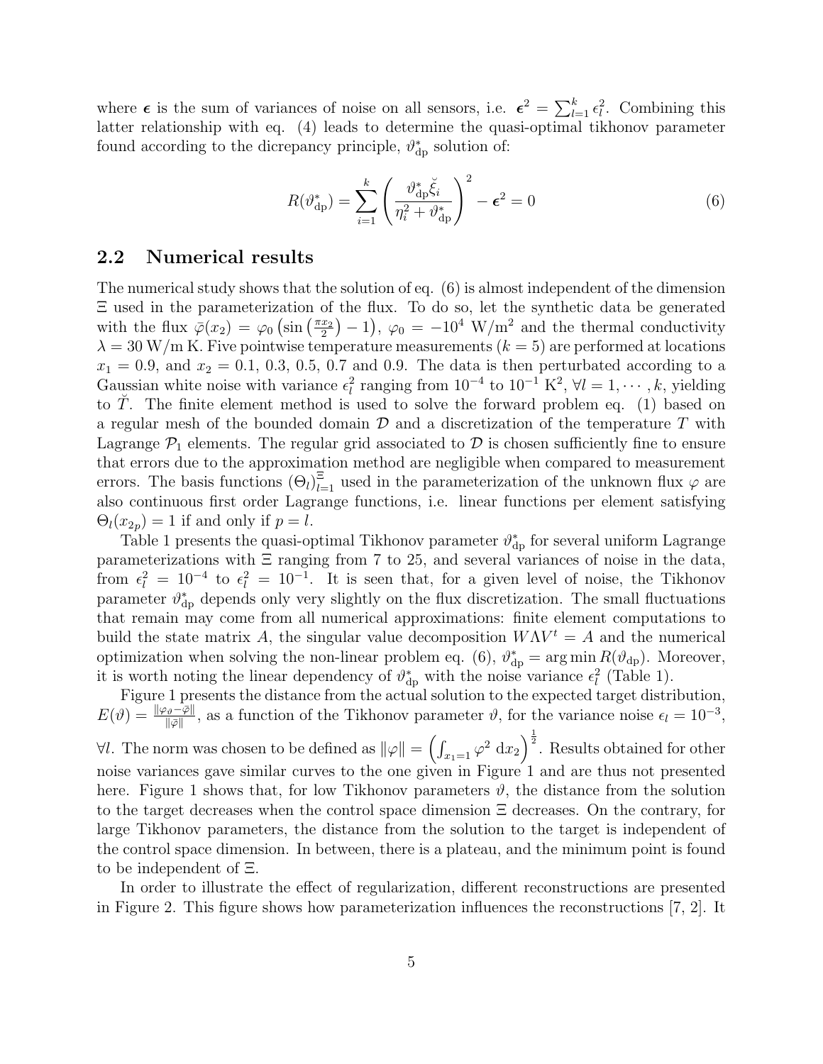where $\boldsymbol{\epsilon}$ is the sum of variances of noise on all sensors, i.e. $\boldsymbol{\epsilon}^2 = \sum_{l=1}^{k} \epsilon_l^2$. Combining this latter relationship with eq. (4) leads to determine the quasi-optimal tikhonov parameter found according to the dicrepancy principle, $\vartheta_{\rm dp}^*$ solution of:

$$R(\vartheta_{\rm dp}^*) = \sum_{i=1}^{k} \left( \frac{\vartheta_{\rm dp}^* \breve{\xi}_i}{\eta_i^2 + \vartheta_{\rm dp}^*} \right)^2 - \boldsymbol{\epsilon}^2 = 0 \tag{6}$$

## 2.2 Numerical results

The numerical study shows that the solution of eq. (6) is almost independent of the dimension $\Xi$ used in the parameterization of the flux. To do so, let the synthetic data be generated with the flux $\bar{\varphi}(x_2) = \varphi_0 \left(\sin\left(\frac{\pi x_2}{2}\right) - 1\right)$, $\varphi_0 = -10^4$ W/m$^2$ and the thermal conductivity $\lambda = 30$ W/m K. Five pointwise temperature measurements ($k = 5$) are performed at locations $x_1 = 0.9$, and $x_2 = 0.1$, $0.3$, $0.5$, $0.7$ and $0.9$. The data is then perturbated according to a Gaussian white noise with variance $\epsilon_l^2$ ranging from $10^{-4}$ to $10^{-1}$ K$^2$, $\forall l = 1, \cdots, k$, yielding to $\breve{T}$. The finite element method is used to solve the forward problem eq. (1) based on a regular mesh of the bounded domain $\mathcal{D}$ and a discretization of the temperature $T$ with Lagrange $\mathcal{P}_1$ elements. The regular grid associated to $\mathcal{D}$ is chosen sufficiently fine to ensure that errors due to the approximation method are negligible when compared to measurement errors. The basis functions $(\Theta_l)_{l=1}^{\Xi}$ used in the parameterization of the unknown flux $\varphi$ are also continuous first order Lagrange functions, i.e. linear functions per element satisfying $\Theta_l(x_{2p}) = 1$ if and only if $p = l$.

Table 1 presents the quasi-optimal Tikhonov parameter $\vartheta_{\rm dp}^*$ for several uniform Lagrange parameterizations with $\Xi$ ranging from 7 to 25, and several variances of noise in the data, from $\epsilon_l^2 = 10^{-4}$ to $\epsilon_l^2 = 10^{-1}$. It is seen that, for a given level of noise, the Tikhonov parameter $\vartheta_{\rm dp}^*$ depends only very slightly on the flux discretization. The small fluctuations that remain may come from all numerical approximations: finite element computations to build the state matrix $A$, the singular value decomposition $W \Lambda V^t = A$ and the numerical optimization when solving the non-linear problem eq. (6), $\vartheta_{\rm dp}^* = \arg\min R(\vartheta_{\rm dp})$. Moreover, it is worth noting the linear dependency of $\vartheta_{\rm dp}^*$ with the noise variance $\epsilon_l^2$ (Table 1).

Figure 1 presents the distance from the actual solution to the expected target distribution, $E(\vartheta) = \frac{\|\varphi_\vartheta - \bar{\varphi}\|}{\|\bar{\varphi}\|}$, as a function of the Tikhonov parameter $\vartheta$, for the variance noise $\epsilon_l = 10^{-3}$, $\forall l$. The norm was chosen to be defined as $\|\varphi\| = \left(\int_{x_1=1} \varphi^2 \, \mathrm{d}x_2\right)^{\frac{1}{2}}$. Results obtained for other noise variances gave similar curves to the one given in Figure 1 and are thus not presented here. Figure 1 shows that, for low Tikhonov parameters $\vartheta$, the distance from the solution to the target decreases when the control space dimension $\Xi$ decreases. On the contrary, for large Tikhonov parameters, the distance from the solution to the target is independent of the control space dimension. In between, there is a plateau, and the minimum point is found to be independent of $\Xi$.

In order to illustrate the effect of regularization, different reconstructions are presented in Figure 2. This figure shows how parameterization influences the reconstructions [7, 2]. It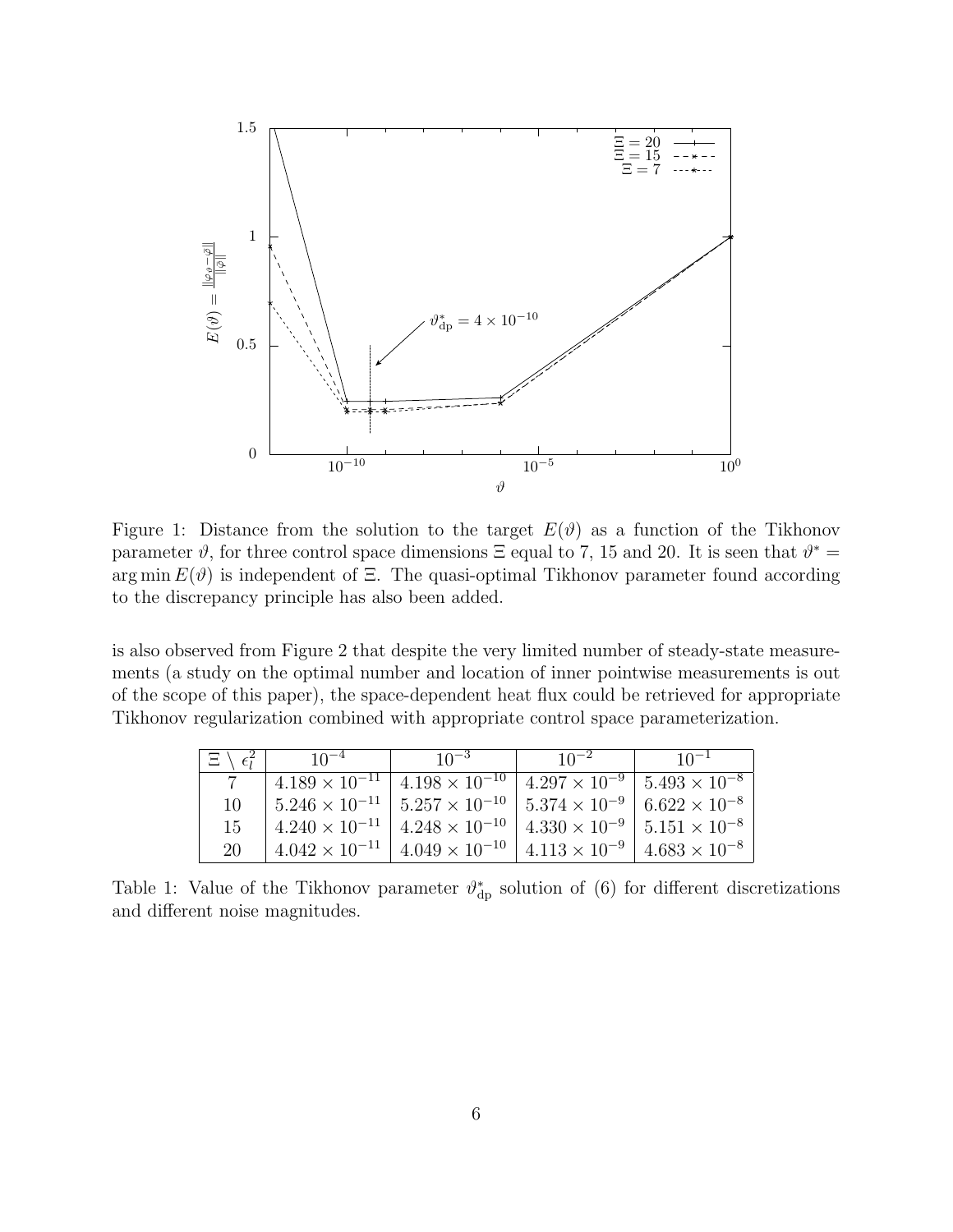Figure 1: Distance from the solution to the target $E(\vartheta)$ as a function of the Tikhonov parameter $\vartheta$, for three control space dimensions $\Xi$ equal to 7, 15 and 20. It is seen that $\vartheta^* = \arg\min E(\vartheta)$ is independent of $\Xi$. The quasi-optimal Tikhonov parameter found according to the discrepancy principle has also been added.

is also observed from Figure 2 that despite the very limited number of steady-state measurements (a study on the optimal number and location of inner pointwise measurements is out of the scope of this paper), the space-dependent heat flux could be retrieved for appropriate Tikhonov regularization combined with appropriate control space parameterization.

| $\Xi \setminus \epsilon_l^2$ | $10^{-4}$ | $10^{-3}$ | $10^{-2}$ | $10^{-1}$ |
|---|---|---|---|---|
| 7 | $4.189 \times 10^{-11}$ | $4.198 \times 10^{-10}$ | $4.297 \times 10^{-9}$ | $5.493 \times 10^{-8}$ |
| 10 | $5.246 \times 10^{-11}$ | $5.257 \times 10^{-10}$ | $5.374 \times 10^{-9}$ | $6.622 \times 10^{-8}$ |
| 15 | $4.240 \times 10^{-11}$ | $4.248 \times 10^{-10}$ | $4.330 \times 10^{-9}$ | $5.151 \times 10^{-8}$ |
| 20 | $4.042 \times 10^{-11}$ | $4.049 \times 10^{-10}$ | $4.113 \times 10^{-9}$ | $4.683 \times 10^{-8}$ |

Table 1: Value of the Tikhonov parameter $\vartheta^*_{\text{dp}}$ solution of (6) for different discretizations and different noise magnitudes.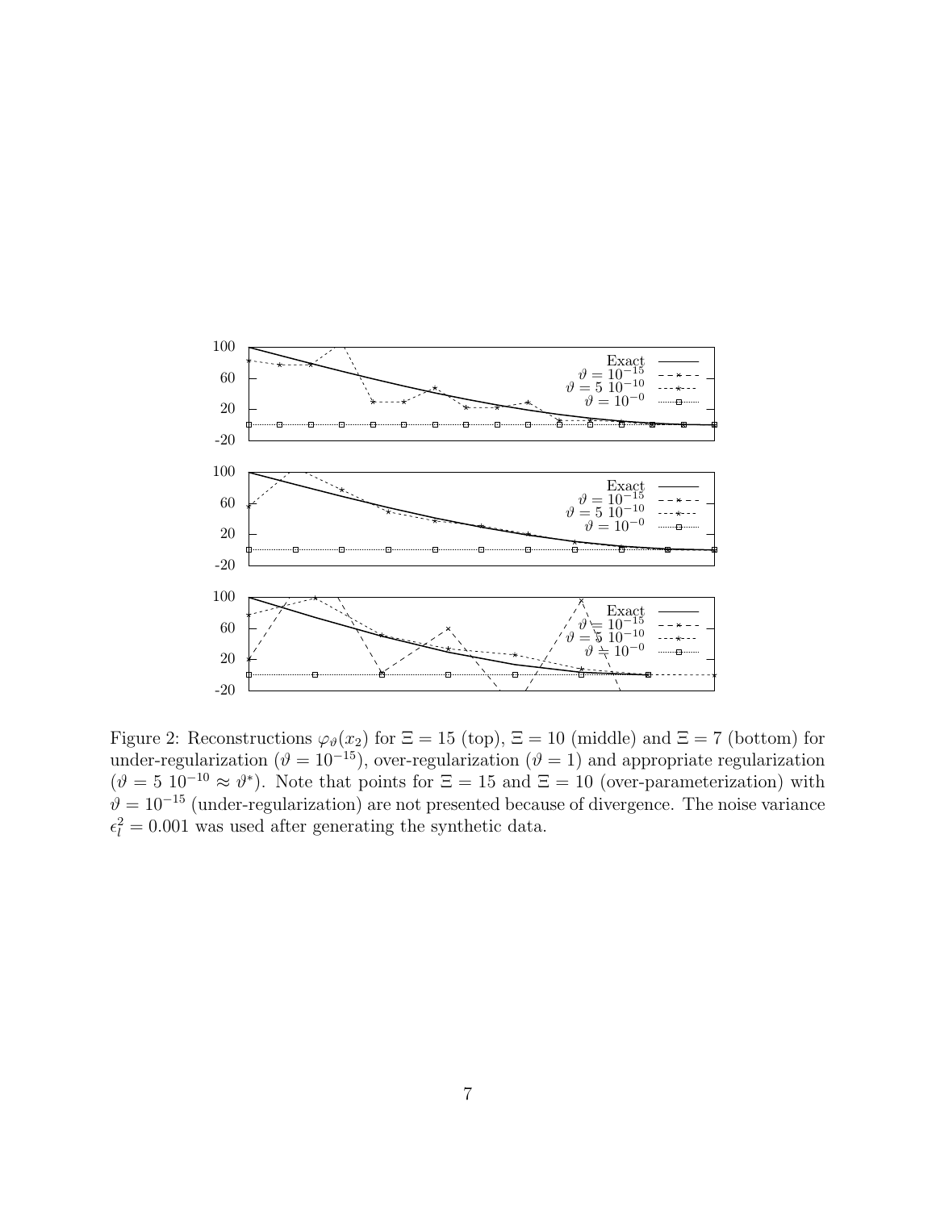Figure 2: Reconstructions $\varphi_\vartheta(x_2)$ for $\Xi = 15$ (top), $\Xi = 10$ (middle) and $\Xi = 7$ (bottom) for under-regularization ($\vartheta = 10^{-15}$), over-regularization ($\vartheta = 1$) and appropriate regularization ($\vartheta = 5\ 10^{-10} \approx \vartheta^*$). Note that points for $\Xi = 15$ and $\Xi = 10$ (over-parameterization) with $\vartheta = 10^{-15}$ (under-regularization) are not presented because of divergence. The noise variance $\epsilon_l^2 = 0.001$ was used after generating the synthetic data.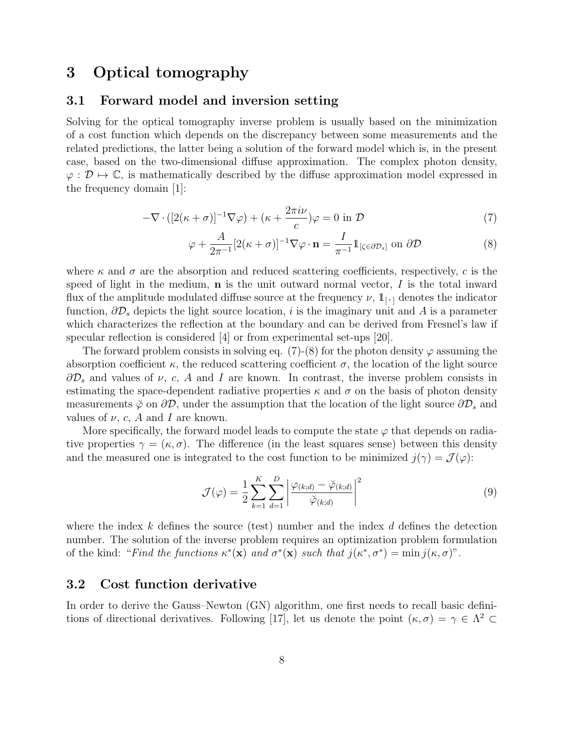## 3 Optical tomography

### 3.1 Forward model and inversion setting

Solving for the optical tomography inverse problem is usually based on the minimization of a cost function which depends on the discrepancy between some measurements and the related predictions, the latter being a solution of the forward model which is, in the present case, based on the two-dimensional diffuse approximation. The complex photon density, $\varphi : \mathcal{D} \mapsto \mathbb{C}$, is mathematically described by the diffuse approximation model expressed in the frequency domain [1]:

$$-\nabla \cdot ([2(\kappa + \sigma)]^{-1} \nabla \varphi) + (\kappa + \frac{2\pi i \nu}{c})\varphi = 0 \text{ in } \mathcal{D} \tag{7}$$

$$\varphi + \frac{A}{2\pi^{-1}}[2(\kappa + \sigma)]^{-1} \nabla \varphi \cdot \mathbf{n} = \frac{I}{\pi^{-1}} \mathbb{1}_{[\zeta \in \partial \mathcal{D}_s]} \text{ on } \partial \mathcal{D} \tag{8}$$

where $\kappa$ and $\sigma$ are the absorption and reduced scattering coefficients, respectively, $c$ is the speed of light in the medium, $\mathbf{n}$ is the unit outward normal vector, $I$ is the total inward flux of the amplitude modulated diffuse source at the frequency $\nu$, $\mathbb{1}_{[\cdot]}$ denotes the indicator function, $\partial \mathcal{D}_s$ depicts the light source location, $i$ is the imaginary unit and $A$ is a parameter which characterizes the reflection at the boundary and can be derived from Fresnel's law if specular reflection is considered [4] or from experimental set-ups [20].

The forward problem consists in solving eq. (7)-(8) for the photon density $\varphi$ assuming the absorption coefficient $\kappa$, the reduced scattering coefficient $\sigma$, the location of the light source $\partial \mathcal{D}_s$ and values of $\nu$, $c$, $A$ and $I$ are known. In contrast, the inverse problem consists in estimating the space-dependent radiative properties $\kappa$ and $\sigma$ on the basis of photon density measurements $\breve{\varphi}$ on $\partial \mathcal{D}$, under the assumption that the location of the light source $\partial \mathcal{D}_s$ and values of $\nu$, $c$, $A$ and $I$ are known.

More specifically, the forward model leads to compute the state $\varphi$ that depends on radiative properties $\gamma = (\kappa, \sigma)$. The difference (in the least squares sense) between this density and the measured one is integrated to the cost function to be minimized $j(\gamma) = \mathcal{J}(\varphi)$:

$$\mathcal{J}(\varphi) = \frac{1}{2} \sum_{k=1}^{K} \sum_{d=1}^{D} \left| \frac{\varphi_{(k;d)} - \breve{\varphi}_{(k;d)}}{\breve{\varphi}_{(k;d)}} \right|^2 \tag{9}$$

where the index $k$ defines the source (test) number and the index $d$ defines the detection number. The solution of the inverse problem requires an optimization problem formulation of the kind: "*Find the functions* $\kappa^*(\mathbf{x})$ *and* $\sigma^*(\mathbf{x})$ *such that* $j(\kappa^*, \sigma^*) = \min j(\kappa, \sigma)$".

### 3.2 Cost function derivative

In order to derive the Gauss–Newton (GN) algorithm, one first needs to recall basic definitions of directional derivatives. Following [17], let us denote the point $(\kappa, \sigma) = \gamma \in \Lambda^2 \subset$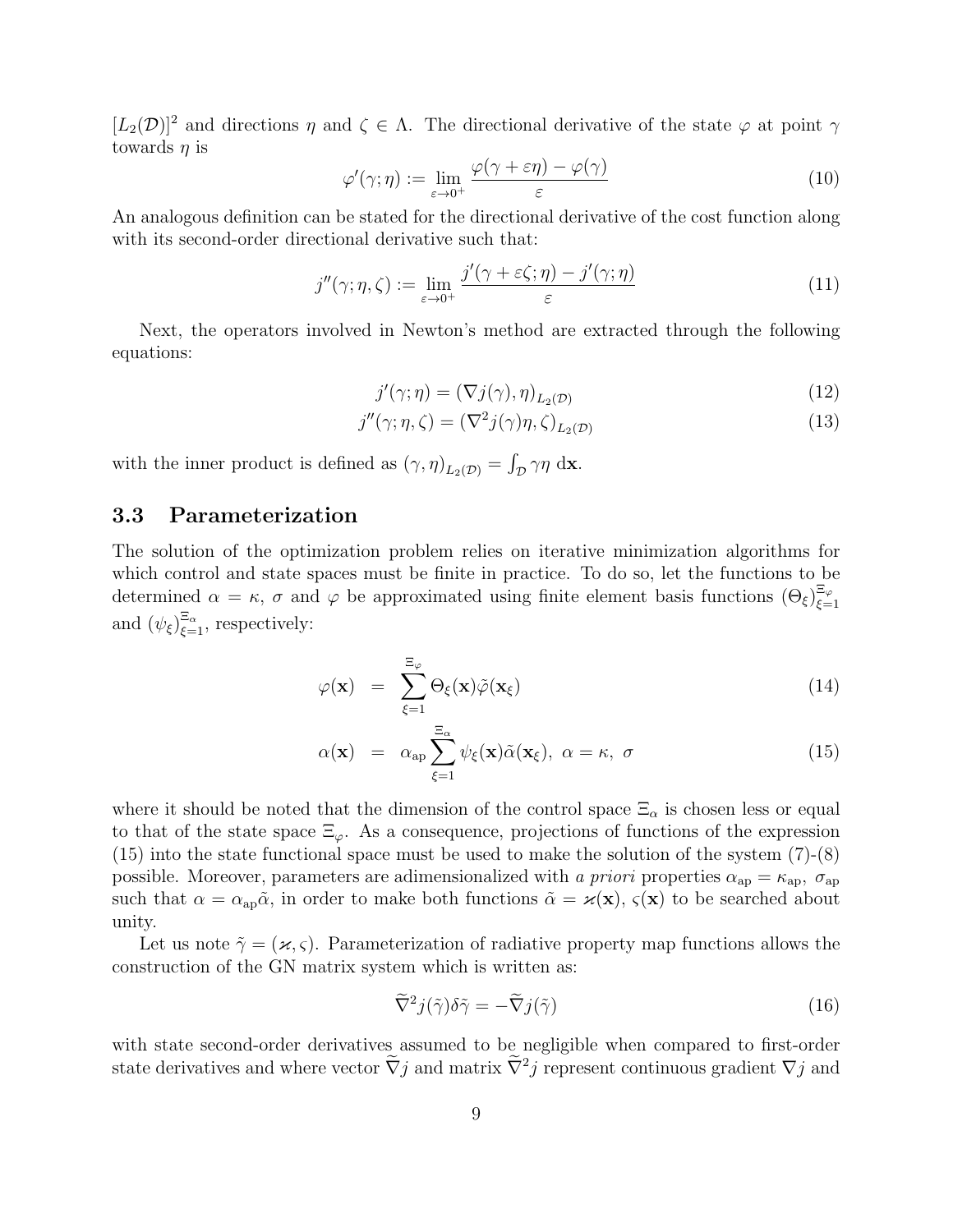$[L_2(\mathcal{D})]^2$ and directions $\eta$ and $\zeta \in \Lambda$. The directional derivative of the state $\varphi$ at point $\gamma$ towards $\eta$ is

$$\varphi'(\gamma;\eta) := \lim_{\varepsilon \to 0^+} \frac{\varphi(\gamma + \varepsilon\eta) - \varphi(\gamma)}{\varepsilon} \tag{10}$$

An analogous definition can be stated for the directional derivative of the cost function along with its second-order directional derivative such that:

$$j''(\gamma;\eta,\zeta) := \lim_{\varepsilon \to 0^+} \frac{j'(\gamma + \varepsilon\zeta;\eta) - j'(\gamma;\eta)}{\varepsilon} \tag{11}$$

Next, the operators involved in Newton's method are extracted through the following equations:

$$j'(\gamma;\eta) = (\nabla j(\gamma), \eta)_{L_2(\mathcal{D})} \tag{12}$$

$$j''(\gamma;\eta,\zeta) = (\nabla^2 j(\gamma)\eta, \zeta)_{L_2(\mathcal{D})} \tag{13}$$

with the inner product is defined as $(\gamma,\eta)_{L_2(\mathcal{D})} = \int_{\mathcal{D}} \gamma\eta \, \mathrm{d}\mathbf{x}$.

### 3.3 Parameterization

The solution of the optimization problem relies on iterative minimization algorithms for which control and state spaces must be finite in practice. To do so, let the functions to be determined $\alpha = \kappa$, $\sigma$ and $\varphi$ be approximated using finite element basis functions $(\Theta_\xi)_{\xi=1}^{\Xi_\varphi}$ and $(\psi_\xi)_{\xi=1}^{\Xi_\alpha}$, respectively:

$$\varphi(\mathbf{x}) = \sum_{\xi=1}^{\Xi_\varphi} \Theta_\xi(\mathbf{x})\tilde{\varphi}(\mathbf{x}_\xi) \tag{14}$$

$$\alpha(\mathbf{x}) = \alpha_{\mathrm{ap}} \sum_{\xi=1}^{\Xi_\alpha} \psi_\xi(\mathbf{x})\tilde{\alpha}(\mathbf{x}_\xi), \ \alpha = \kappa, \ \sigma \tag{15}$$

where it should be noted that the dimension of the control space $\Xi_\alpha$ is chosen less or equal to that of the state space $\Xi_\varphi$. As a consequence, projections of functions of the expression (15) into the state functional space must be used to make the solution of the system (7)-(8) possible. Moreover, parameters are adimensionalized with *a priori* properties $\alpha_{\mathrm{ap}} = \kappa_{\mathrm{ap}}$, $\sigma_{\mathrm{ap}}$ such that $\alpha = \alpha_{\mathrm{ap}}\tilde{\alpha}$, in order to make both functions $\tilde{\alpha} = \varkappa(\mathbf{x})$, $\varsigma(\mathbf{x})$ to be searched about unity.

Let us note $\tilde{\gamma} = (\varkappa, \varsigma)$. Parameterization of radiative property map functions allows the construction of the GN matrix system which is written as:

$$\widetilde{\nabla}^2 j(\tilde{\gamma})\delta\tilde{\gamma} = -\widetilde{\nabla} j(\tilde{\gamma}) \tag{16}$$

with state second-order derivatives assumed to be negligible when compared to first-order state derivatives and where vector $\widetilde{\nabla} j$ and matrix $\widetilde{\nabla}^2 j$ represent continuous gradient $\nabla j$ and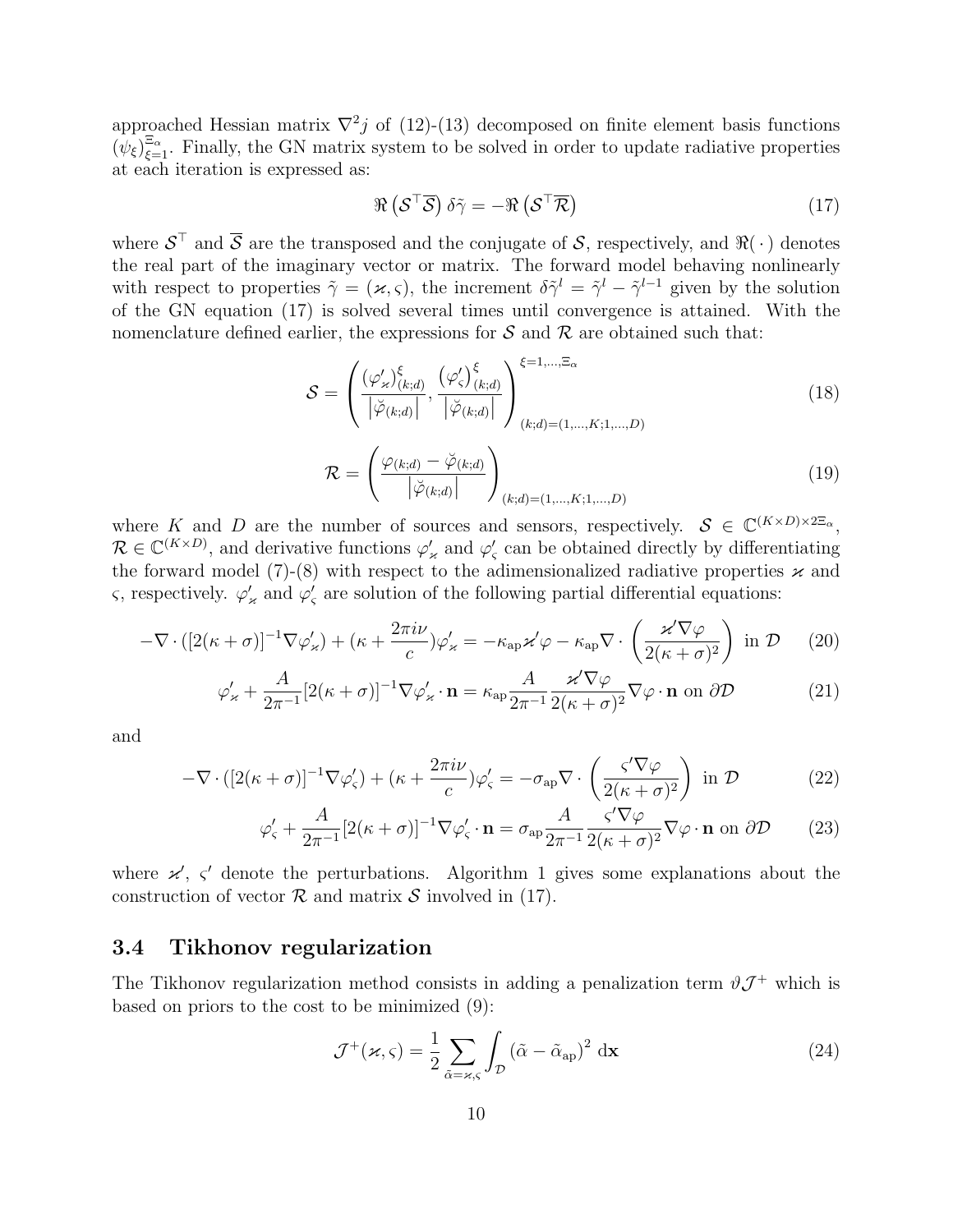approached Hessian matrix $\nabla^2 j$ of (12)-(13) decomposed on finite element basis functions $(\psi_\xi)_{\xi=1}^{\Xi_\alpha}$. Finally, the GN matrix system to be solved in order to update radiative properties at each iteration is expressed as:

$$\Re\left(\mathcal{S}^\top \overline{\mathcal{S}}\right) \delta\tilde{\gamma} = -\Re\left(\mathcal{S}^\top \overline{\mathcal{R}}\right) \tag{17}$$

where $\mathcal{S}^\top$ and $\overline{\mathcal{S}}$ are the transposed and the conjugate of $\mathcal{S}$, respectively, and $\Re(\,\cdot\,)$ denotes the real part of the imaginary vector or matrix. The forward model behaving nonlinearly with respect to properties $\tilde{\gamma} = (\varkappa, \varsigma)$, the increment $\delta\tilde{\gamma}^l = \tilde{\gamma}^l - \tilde{\gamma}^{l-1}$ given by the solution of the GN equation (17) is solved several times until convergence is attained. With the nomenclature defined earlier, the expressions for $\mathcal{S}$ and $\mathcal{R}$ are obtained such that:

$$\mathcal{S} = \left( \frac{(\varphi'_\varkappa)^\xi_{(k;d)}}{\left|\breve{\varphi}_{(k;d)}\right|}, \frac{(\varphi'_\varsigma)^\xi_{(k;d)}}{\left|\breve{\varphi}_{(k;d)}\right|} \right)^{\xi=1,\dots,\Xi_\alpha}_{(k;d)=(1,\dots,K;1,\dots,D)} \tag{18}$$

$$\mathcal{R} = \left( \frac{\varphi_{(k;d)} - \breve{\varphi}_{(k;d)}}{\left|\breve{\varphi}_{(k;d)}\right|} \right)_{(k;d)=(1,\dots,K;1,\dots,D)} \tag{19}$$

where $K$ and $D$ are the number of sources and sensors, respectively. $\mathcal{S} \in \mathbb{C}^{(K\times D)\times 2\Xi_\alpha}$, $\mathcal{R} \in \mathbb{C}^{(K\times D)}$, and derivative functions $\varphi'_\varkappa$ and $\varphi'_\varsigma$ can be obtained directly by differentiating the forward model (7)-(8) with respect to the adimensionalized radiative properties $\varkappa$ and $\varsigma$, respectively. $\varphi'_\varkappa$ and $\varphi'_\varsigma$ are solution of the following partial differential equations:

$$-\nabla\cdot([2(\kappa+\sigma)]^{-1}\nabla\varphi'_\varkappa) + (\kappa + \frac{2\pi i\nu}{c})\varphi'_\varkappa = -\kappa_{\rm ap}\varkappa'\varphi - \kappa_{\rm ap}\nabla\cdot\left(\frac{\varkappa'\nabla\varphi}{2(\kappa+\sigma)^2}\right) \text{ in } \mathcal{D} \tag{20}$$

$$\varphi'_\varkappa + \frac{A}{2\pi^{-1}}[2(\kappa+\sigma)]^{-1}\nabla\varphi'_\varkappa\cdot\mathbf{n} = \kappa_{\rm ap}\frac{A}{2\pi^{-1}}\frac{\varkappa'\nabla\varphi}{2(\kappa+\sigma)^2}\nabla\varphi\cdot\mathbf{n} \text{ on } \partial\mathcal{D} \tag{21}$$

and

$$-\nabla\cdot([2(\kappa+\sigma)]^{-1}\nabla\varphi'_\varsigma) + (\kappa + \frac{2\pi i\nu}{c})\varphi'_\varsigma = -\sigma_{\rm ap}\nabla\cdot\left(\frac{\varsigma'\nabla\varphi}{2(\kappa+\sigma)^2}\right) \text{ in } \mathcal{D} \tag{22}$$

$$\varphi'_\varsigma + \frac{A}{2\pi^{-1}}[2(\kappa+\sigma)]^{-1}\nabla\varphi'_\varsigma\cdot\mathbf{n} = \sigma_{\rm ap}\frac{A}{2\pi^{-1}}\frac{\varsigma'\nabla\varphi}{2(\kappa+\sigma)^2}\nabla\varphi\cdot\mathbf{n} \text{ on } \partial\mathcal{D} \tag{23}$$

where $\varkappa'$, $\varsigma'$ denote the perturbations. Algorithm 1 gives some explanations about the construction of vector $\mathcal{R}$ and matrix $\mathcal{S}$ involved in (17).

### 3.4 Tikhonov regularization

The Tikhonov regularization method consists in adding a penalization term $\vartheta\mathcal{J}^+$ which is based on priors to the cost to be minimized (9):

$$\mathcal{J}^+(\varkappa,\varsigma) = \frac{1}{2}\sum_{\tilde{\alpha}=\varkappa,\varsigma}\int_{\mathcal{D}} \left(\tilde{\alpha} - \tilde{\alpha}_{\rm ap}\right)^2 \, \mathrm{d}\mathbf{x} \tag{24}$$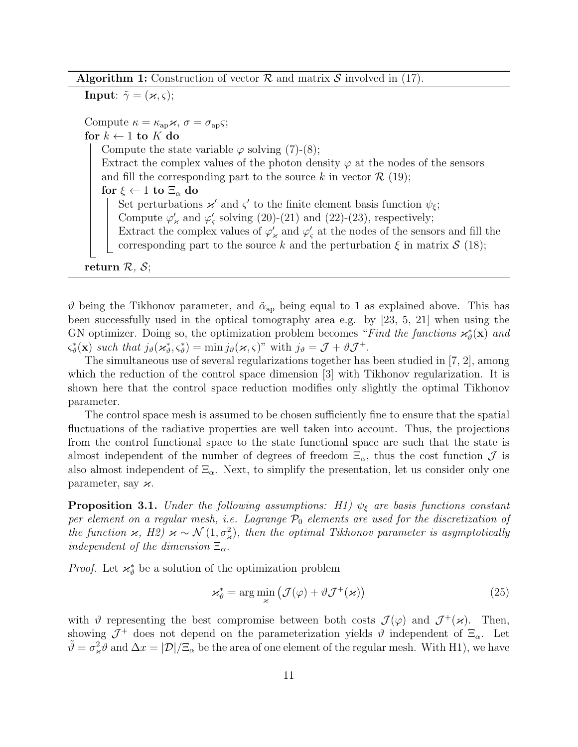**Algorithm 1:** Construction of vector $\mathcal{R}$ and matrix $\mathcal{S}$ involved in (17).

```
Input: γ̃ = (ϰ, ς);

Compute κ = κ_ap ϰ, σ = σ_ap ς;
for k ← 1 to K do
    Compute the state variable φ solving (7)-(8);
    Extract the complex values of the photon density φ at the nodes of the sensors
    and fill the corresponding part to the source k in vector R (19);
    for ξ ← 1 to Ξ_α do
        Set perturbations ϰ' and ς' to the finite element basis function ψ_ξ;
        Compute φ'_ϰ and φ'_ς solving (20)-(21) and (22)-(23), respectively;
        Extract the complex values of φ'_ϰ and φ'_ς at the nodes of the sensors and fill the
        corresponding part to the source k and the perturbation ξ in matrix S (18);
return R, S;
```

$\vartheta$ being the Tikhonov parameter, and $\tilde{\alpha}_{\rm ap}$ being equal to 1 as explained above. This has been successfully used in the optical tomography area e.g. by [23, 5, 21] when using the GN optimizer. Doing so, the optimization problem becomes "*Find the functions $\varkappa^*_\vartheta(\mathbf{x})$ and $\varsigma^*_\vartheta(\mathbf{x})$ such that $j_\vartheta(\varkappa^*_\vartheta, \varsigma^*_\vartheta) = \min j_\vartheta(\varkappa, \varsigma)$*" with $j_\vartheta = \mathcal{J} + \vartheta \mathcal{J}^+$.

The simultaneous use of several regularizations together has been studied in [7, 2], among which the reduction of the control space dimension [3] with Tikhonov regularization. It is shown here that the control space reduction modifies only slightly the optimal Tikhonov parameter.

The control space mesh is assumed to be chosen sufficiently fine to ensure that the spatial fluctuations of the radiative properties are well taken into account. Thus, the projections from the control functional space to the state functional space are such that the state is almost independent of the number of degrees of freedom $\Xi_\alpha$, thus the cost function $\mathcal{J}$ is also almost independent of $\Xi_\alpha$. Next, to simplify the presentation, let us consider only one parameter, say $\varkappa$.

**Proposition 3.1.** *Under the following assumptions: H1) $\psi_\xi$ are basis functions constant per element on a regular mesh, i.e. Lagrange $\mathcal{P}_0$ elements are used for the discretization of the function $\varkappa$, H2) $\varkappa \sim \mathcal{N}\left(1, \sigma^2_\varkappa\right)$, then the optimal Tikhonov parameter is asymptotically independent of the dimension $\Xi_\alpha$.*

*Proof.* Let $\varkappa^*_\vartheta$ be a solution of the optimization problem

$$\varkappa^*_\vartheta = \arg\min_\varkappa \left(\mathcal{J}(\varphi) + \vartheta \mathcal{J}^+(\varkappa)\right) \tag{25}$$

with $\vartheta$ representing the best compromise between both costs $\mathcal{J}(\varphi)$ and $\mathcal{J}^+(\varkappa)$. Then, showing $\mathcal{J}^+$ does not depend on the parameterization yields $\vartheta$ independent of $\Xi_\alpha$. Let $\tilde{\vartheta} = \sigma^2_\varkappa \vartheta$ and $\Delta x = |\mathcal{D}|/\Xi_\alpha$ be the area of one element of the regular mesh. With H1), we have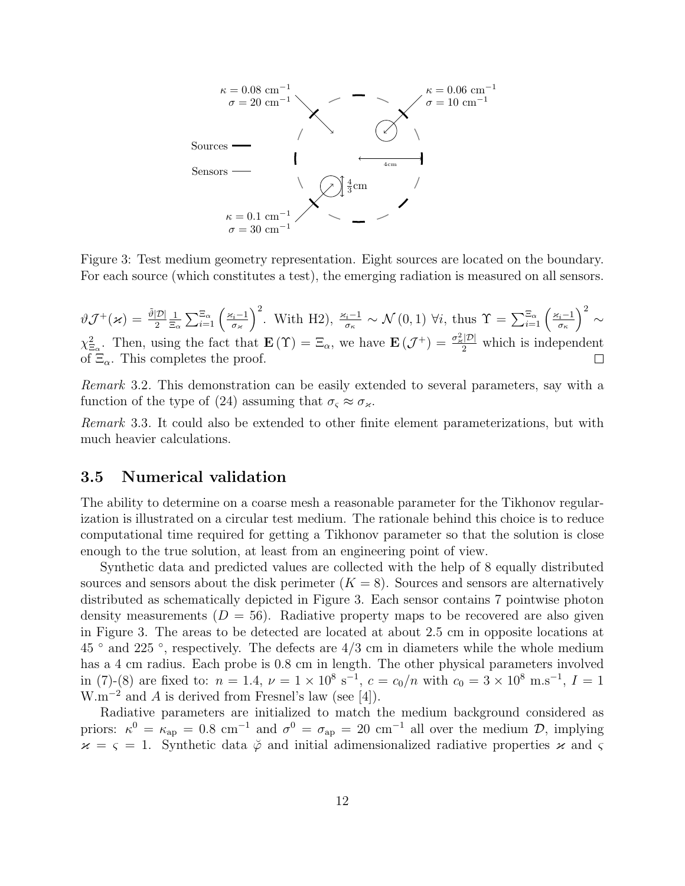Figure 3: Test medium geometry representation. Eight sources are located on the boundary. For each source (which constitutes a test), the emerging radiation is measured on all sensors.

$\vartheta \mathcal{J}^{+}(\varkappa) = \frac{\breve{\vartheta}|\mathcal{D}|}{2} \frac{1}{\Xi_\alpha} \sum_{i=1}^{\Xi_\alpha} \left(\frac{\varkappa_i - 1}{\sigma_\varkappa}\right)^2$. With H2), $\frac{\varkappa_i - 1}{\sigma_\kappa} \sim \mathcal{N}(0,1) \; \forall i$, thus $\Upsilon = \sum_{i=1}^{\Xi_\alpha} \left(\frac{\varkappa_i - 1}{\sigma_\kappa}\right)^2 \sim \chi^2_{\Xi_\alpha}$. Then, using the fact that $\mathbf{E}(\Upsilon) = \Xi_\alpha$, we have $\mathbf{E}(\mathcal{J}^{+}) = \frac{\sigma_\varkappa^2 |\mathcal{D}|}{2}$ which is independent of $\Xi_\alpha$. This completes the proof. □

*Remark* 3.2. This demonstration can be easily extended to several parameters, say with a function of the type of (24) assuming that $\sigma_\varsigma \approx \sigma_\varkappa$.

*Remark* 3.3. It could also be extended to other finite element parameterizations, but with much heavier calculations.

### 3.5 Numerical validation

The ability to determine on a coarse mesh a reasonable parameter for the Tikhonov regularization is illustrated on a circular test medium. The rationale behind this choice is to reduce computational time required for getting a Tikhonov parameter so that the solution is close enough to the true solution, at least from an engineering point of view.

Synthetic data and predicted values are collected with the help of 8 equally distributed sources and sensors about the disk perimeter ($K = 8$). Sources and sensors are alternatively distributed as schematically depicted in Figure 3. Each sensor contains 7 pointwise photon density measurements ($D = 56$). Radiative property maps to be recovered are also given in Figure 3. The areas to be detected are located at about 2.5 cm in opposite locations at 45 ° and 225 °, respectively. The defects are 4/3 cm in diameters while the whole medium has a 4 cm radius. Each probe is 0.8 cm in length. The other physical parameters involved in (7)-(8) are fixed to: $n = 1.4$, $\nu = 1 \times 10^8$ s$^{-1}$, $c = c_0/n$ with $c_0 = 3 \times 10^8$ m.s$^{-1}$, $I = 1$ W.m$^{-2}$ and $A$ is derived from Fresnel's law (see [4]).

Radiative parameters are initialized to match the medium background considered as priors: $\kappa^0 = \kappa_{\text{ap}} = 0.8$ cm$^{-1}$ and $\sigma^0 = \sigma_{\text{ap}} = 20$ cm$^{-1}$ all over the medium $\mathcal{D}$, implying $\varkappa = \varsigma = 1$. Synthetic data $\breve{\varphi}$ and initial adimensionalized radiative properties $\varkappa$ and $\varsigma$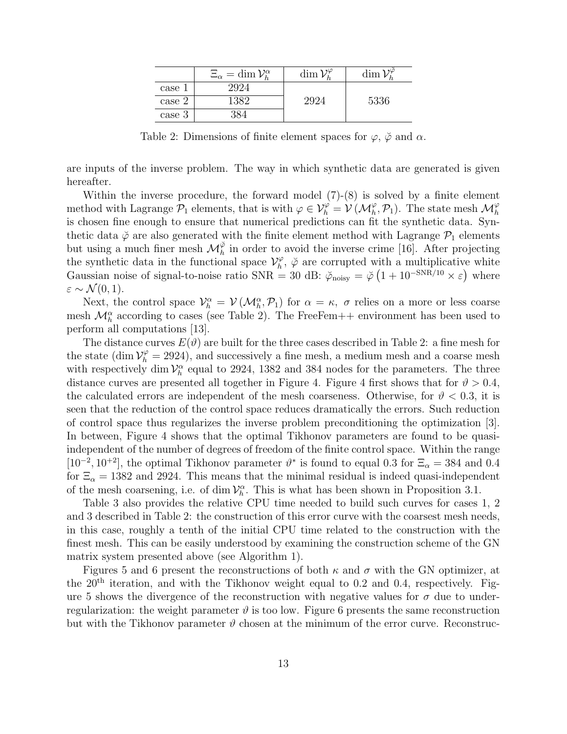|  | $\Xi_\alpha = \dim \mathcal{V}_h^\alpha$ | $\dim \mathcal{V}_h^\varphi$ | $\dim \mathcal{V}_h^{\breve{\varphi}}$ |
|---|---|---|---|
| case 1 | 2924 |  |  |
| case 2 | 1382 | 2924 | 5336 |
| case 3 | 384 |  |  |

Table 2: Dimensions of finite element spaces for $\varphi$, $\breve{\varphi}$ and $\alpha$.

are inputs of the inverse problem. The way in which synthetic data are generated is given hereafter.

Within the inverse procedure, the forward model (7)-(8) is solved by a finite element method with Lagrange $\mathcal{P}_1$ elements, that is with $\varphi \in \mathcal{V}_h^\varphi = \mathcal{V}(\mathcal{M}_h^\varphi, \mathcal{P}_1)$. The state mesh $\mathcal{M}_h^\varphi$ is chosen fine enough to ensure that numerical predictions can fit the synthetic data. Synthetic data $\breve{\varphi}$ are also generated with the finite element method with Lagrange $\mathcal{P}_1$ elements but using a much finer mesh $\mathcal{M}_h^{\breve{\varphi}}$ in order to avoid the inverse crime [16]. After projecting the synthetic data in the functional space $\mathcal{V}_h^\varphi$, $\breve{\varphi}$ are corrupted with a multiplicative white Gaussian noise of signal-to-noise ratio SNR = 30 dB: $\breve{\varphi}_{\text{noisy}} = \breve{\varphi}\left(1 + 10^{-\text{SNR}/10} \times \varepsilon\right)$ where $\varepsilon \sim \mathcal{N}(0, 1)$.

Next, the control space $\mathcal{V}_h^\alpha = \mathcal{V}(\mathcal{M}_h^\alpha, \mathcal{P}_1)$ for $\alpha = \kappa,\ \sigma$ relies on a more or less coarse mesh $\mathcal{M}_h^\alpha$ according to cases (see Table 2). The FreeFem++ environment has been used to perform all computations [13].

The distance curves $E(\vartheta)$ are built for the three cases described in Table 2: a fine mesh for the state ($\dim \mathcal{V}_h^\varphi = 2924$), and successively a fine mesh, a medium mesh and a coarse mesh with respectively $\dim \mathcal{V}_h^\alpha$ equal to 2924, 1382 and 384 nodes for the parameters. The three distance curves are presented all together in Figure 4. Figure 4 first shows that for $\vartheta > 0.4$, the calculated errors are independent of the mesh coarseness. Otherwise, for $\vartheta < 0.3$, it is seen that the reduction of the control space reduces dramatically the errors. Such reduction of control space thus regularizes the inverse problem preconditioning the optimization [3]. In between, Figure 4 shows that the optimal Tikhonov parameters are found to be quasi-independent of the number of degrees of freedom of the finite control space. Within the range $[10^{-2}, 10^{+2}]$, the optimal Tikhonov parameter $\vartheta^*$ is found to equal 0.3 for $\Xi_\alpha = 384$ and 0.4 for $\Xi_\alpha = 1382$ and 2924. This means that the minimal residual is indeed quasi-independent of the mesh coarsening, i.e. of $\dim \mathcal{V}_h^\alpha$. This is what has been shown in Proposition 3.1.

Table 3 also provides the relative CPU time needed to build such curves for cases 1, 2 and 3 described in Table 2: the construction of this error curve with the coarsest mesh needs, in this case, roughly a tenth of the initial CPU time related to the construction with the finest mesh. This can be easily understood by examining the construction scheme of the GN matrix system presented above (see Algorithm 1).

Figures 5 and 6 present the reconstructions of both $\kappa$ and $\sigma$ with the GN optimizer, at the 20$^{\text{th}}$ iteration, and with the Tikhonov weight equal to 0.2 and 0.4, respectively. Figure 5 shows the divergence of the reconstruction with negative values for $\sigma$ due to under-regularization: the weight parameter $\vartheta$ is too low. Figure 6 presents the same reconstruction but with the Tikhonov parameter $\vartheta$ chosen at the minimum of the error curve. Reconstruc-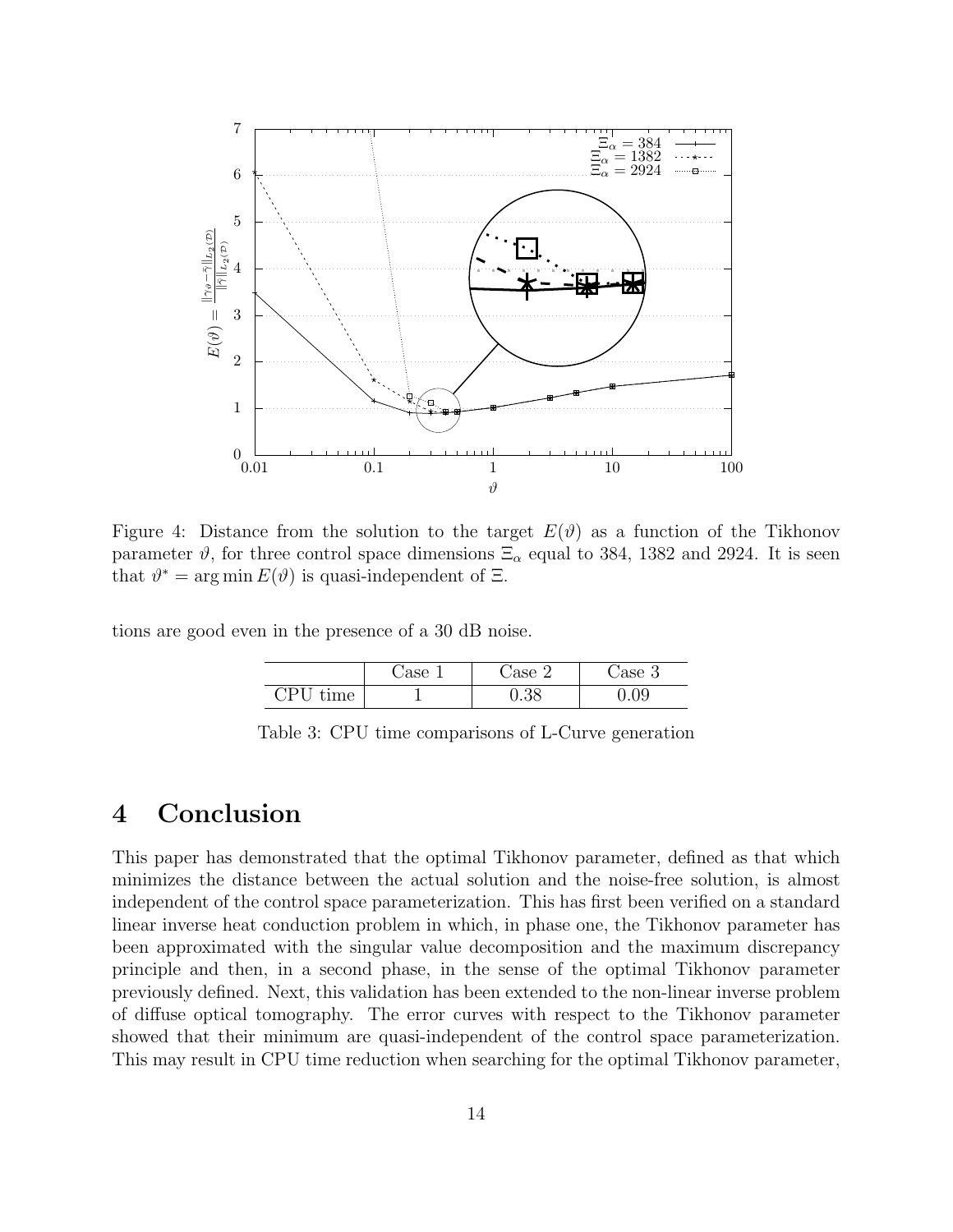Figure 4: Distance from the solution to the target $E(\vartheta)$ as a function of the Tikhonov parameter $\vartheta$, for three control space dimensions $\Xi_\alpha$ equal to 384, 1382 and 2924. It is seen that $\vartheta^* = \arg\min E(\vartheta)$ is quasi-independent of $\Xi$.

tions are good even in the presence of a 30 dB noise.

| | Case 1 | Case 2 | Case 3 |
|---|---|---|---|
| CPU time | 1 | 0.38 | 0.09 |

Table 3: CPU time comparisons of L-Curve generation

# 4 Conclusion

This paper has demonstrated that the optimal Tikhonov parameter, defined as that which minimizes the distance between the actual solution and the noise-free solution, is almost independent of the control space parameterization. This has first been verified on a standard linear inverse heat conduction problem in which, in phase one, the Tikhonov parameter has been approximated with the singular value decomposition and the maximum discrepancy principle and then, in a second phase, in the sense of the optimal Tikhonov parameter previously defined. Next, this validation has been extended to the non-linear inverse problem of diffuse optical tomography. The error curves with respect to the Tikhonov parameter showed that their minimum are quasi-independent of the control space parameterization. This may result in CPU time reduction when searching for the optimal Tikhonov parameter,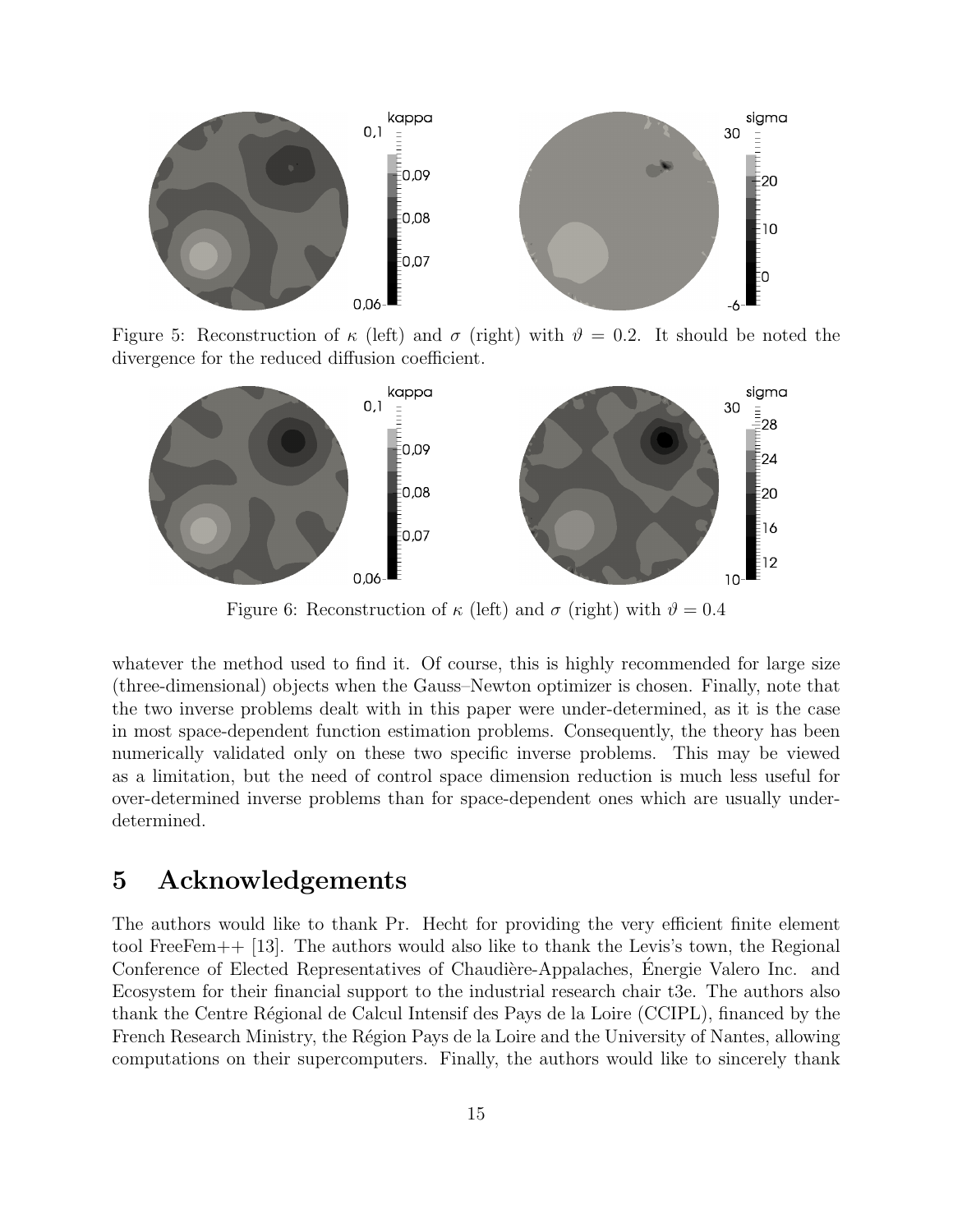Figure 5: Reconstruction of $\kappa$ (left) and $\sigma$ (right) with $\vartheta = 0.2$. It should be noted the divergence for the reduced diffusion coefficient.

Figure 6: Reconstruction of $\kappa$ (left) and $\sigma$ (right) with $\vartheta = 0.4$

whatever the method used to find it. Of course, this is highly recommended for large size (three-dimensional) objects when the Gauss–Newton optimizer is chosen. Finally, note that the two inverse problems dealt with in this paper were under-determined, as it is the case in most space-dependent function estimation problems. Consequently, the theory has been numerically validated only on these two specific inverse problems. This may be viewed as a limitation, but the need of control space dimension reduction is much less useful for over-determined inverse problems than for space-dependent ones which are usually under-determined.

# 5 Acknowledgements

The authors would like to thank Pr. Hecht for providing the very efficient finite element tool FreeFem++ [13]. The authors would also like to thank the Levis's town, the Regional Conference of Elected Representatives of Chaudière-Appalaches, Énergie Valero Inc. and Ecosystem for their financial support to the industrial research chair t3e. The authors also thank the Centre Régional de Calcul Intensif des Pays de la Loire (CCIPL), financed by the French Research Ministry, the Région Pays de la Loire and the University of Nantes, allowing computations on their supercomputers. Finally, the authors would like to sincerely thank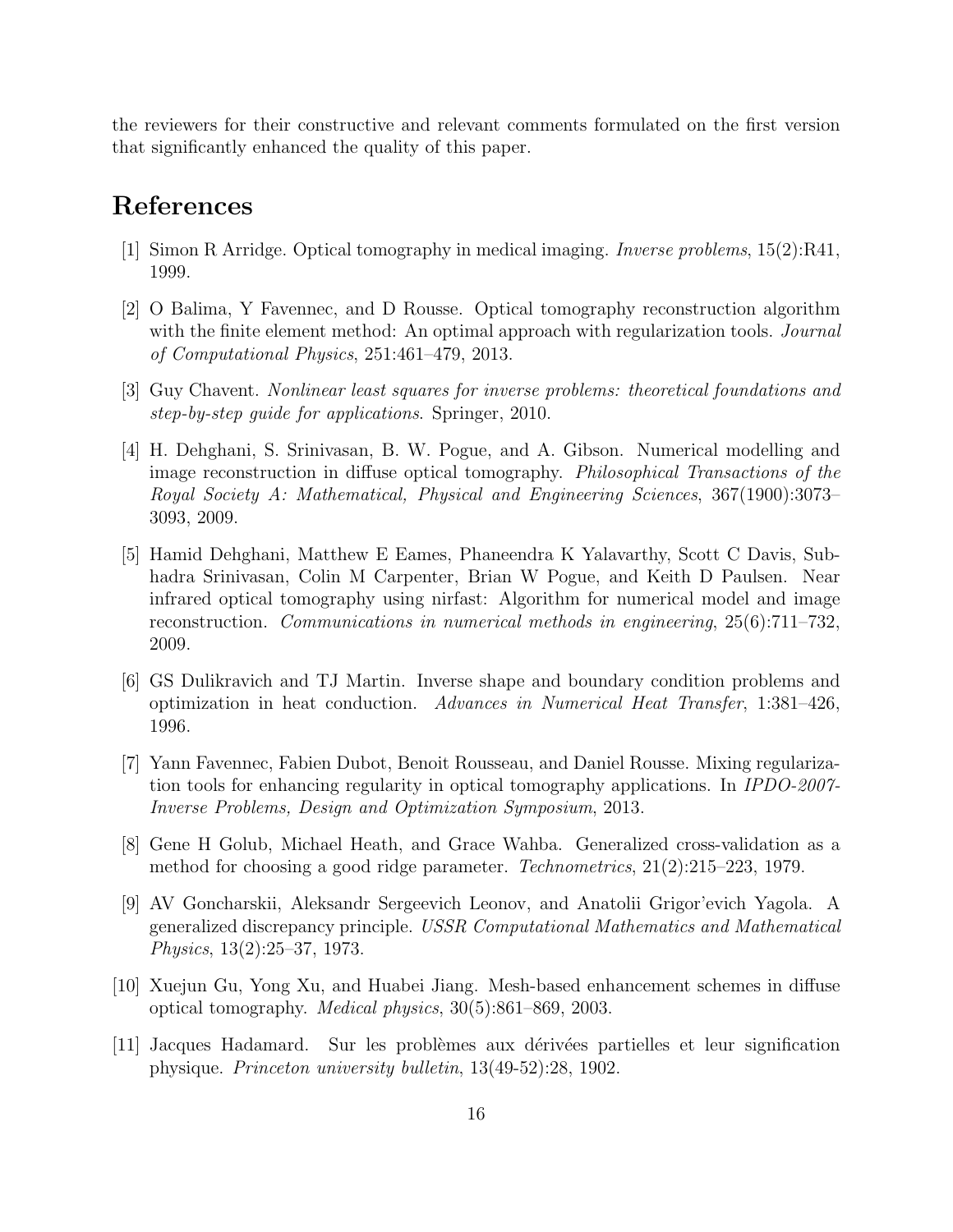the reviewers for their constructive and relevant comments formulated on the first version that significantly enhanced the quality of this paper.

# References

[1] Simon R Arridge. Optical tomography in medical imaging. *Inverse problems*, 15(2):R41, 1999.

[2] O Balima, Y Favennec, and D Rousse. Optical tomography reconstruction algorithm with the finite element method: An optimal approach with regularization tools. *Journal of Computational Physics*, 251:461–479, 2013.

[3] Guy Chavent. *Nonlinear least squares for inverse problems: theoretical foundations and step-by-step guide for applications*. Springer, 2010.

[4] H. Dehghani, S. Srinivasan, B. W. Pogue, and A. Gibson. Numerical modelling and image reconstruction in diffuse optical tomography. *Philosophical Transactions of the Royal Society A: Mathematical, Physical and Engineering Sciences*, 367(1900):3073–3093, 2009.

[5] Hamid Dehghani, Matthew E Eames, Phaneendra K Yalavarthy, Scott C Davis, Subhadra Srinivasan, Colin M Carpenter, Brian W Pogue, and Keith D Paulsen. Near infrared optical tomography using nirfast: Algorithm for numerical model and image reconstruction. *Communications in numerical methods in engineering*, 25(6):711–732, 2009.

[6] GS Dulikravich and TJ Martin. Inverse shape and boundary condition problems and optimization in heat conduction. *Advances in Numerical Heat Transfer*, 1:381–426, 1996.

[7] Yann Favennec, Fabien Dubot, Benoit Rousseau, and Daniel Rousse. Mixing regularization tools for enhancing regularity in optical tomography applications. In *IPDO-2007-Inverse Problems, Design and Optimization Symposium*, 2013.

[8] Gene H Golub, Michael Heath, and Grace Wahba. Generalized cross-validation as a method for choosing a good ridge parameter. *Technometrics*, 21(2):215–223, 1979.

[9] AV Goncharskii, Aleksandr Sergeevich Leonov, and Anatolii Grigor'evich Yagola. A generalized discrepancy principle. *USSR Computational Mathematics and Mathematical Physics*, 13(2):25–37, 1973.

[10] Xuejun Gu, Yong Xu, and Huabei Jiang. Mesh-based enhancement schemes in diffuse optical tomography. *Medical physics*, 30(5):861–869, 2003.

[11] Jacques Hadamard. Sur les problèmes aux dérivées partielles et leur signification physique. *Princeton university bulletin*, 13(49-52):28, 1902.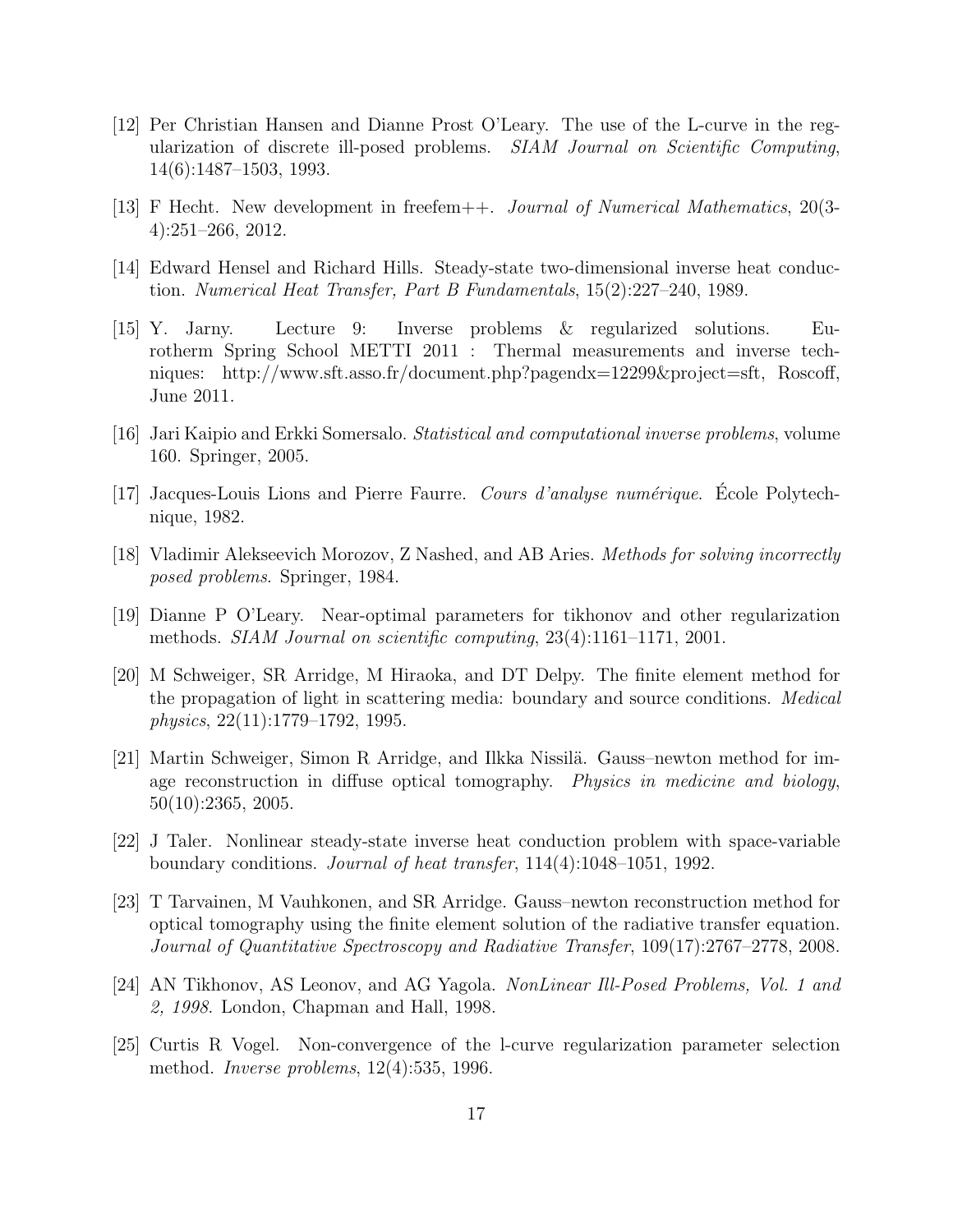[12] Per Christian Hansen and Dianne Prost O'Leary. The use of the L-curve in the regularization of discrete ill-posed problems. *SIAM Journal on Scientific Computing*, 14(6):1487–1503, 1993.

[13] F Hecht. New development in freefem++. *Journal of Numerical Mathematics*, 20(3-4):251–266, 2012.

[14] Edward Hensel and Richard Hills. Steady-state two-dimensional inverse heat conduction. *Numerical Heat Transfer, Part B Fundamentals*, 15(2):227–240, 1989.

[15] Y. Jarny. Lecture 9: Inverse problems & regularized solutions. Eurotherm Spring School METTI 2011 : Thermal measurements and inverse techniques: http://www.sft.asso.fr/document.php?pagendx=12299&project=sft, Roscoff, June 2011.

[16] Jari Kaipio and Erkki Somersalo. *Statistical and computational inverse problems*, volume 160. Springer, 2005.

[17] Jacques-Louis Lions and Pierre Faurre. *Cours d'analyse numérique*. École Polytechnique, 1982.

[18] Vladimir Alekseevich Morozov, Z Nashed, and AB Aries. *Methods for solving incorrectly posed problems*. Springer, 1984.

[19] Dianne P O'Leary. Near-optimal parameters for tikhonov and other regularization methods. *SIAM Journal on scientific computing*, 23(4):1161–1171, 2001.

[20] M Schweiger, SR Arridge, M Hiraoka, and DT Delpy. The finite element method for the propagation of light in scattering media: boundary and source conditions. *Medical physics*, 22(11):1779–1792, 1995.

[21] Martin Schweiger, Simon R Arridge, and Ilkka Nissilä. Gauss–newton method for image reconstruction in diffuse optical tomography. *Physics in medicine and biology*, 50(10):2365, 2005.

[22] J Taler. Nonlinear steady-state inverse heat conduction problem with space-variable boundary conditions. *Journal of heat transfer*, 114(4):1048–1051, 1992.

[23] T Tarvainen, M Vauhkonen, and SR Arridge. Gauss–newton reconstruction method for optical tomography using the finite element solution of the radiative transfer equation. *Journal of Quantitative Spectroscopy and Radiative Transfer*, 109(17):2767–2778, 2008.

[24] AN Tikhonov, AS Leonov, and AG Yagola. *NonLinear Ill-Posed Problems, Vol. 1 and 2, 1998*. London, Chapman and Hall, 1998.

[25] Curtis R Vogel. Non-convergence of the l-curve regularization parameter selection method. *Inverse problems*, 12(4):535, 1996.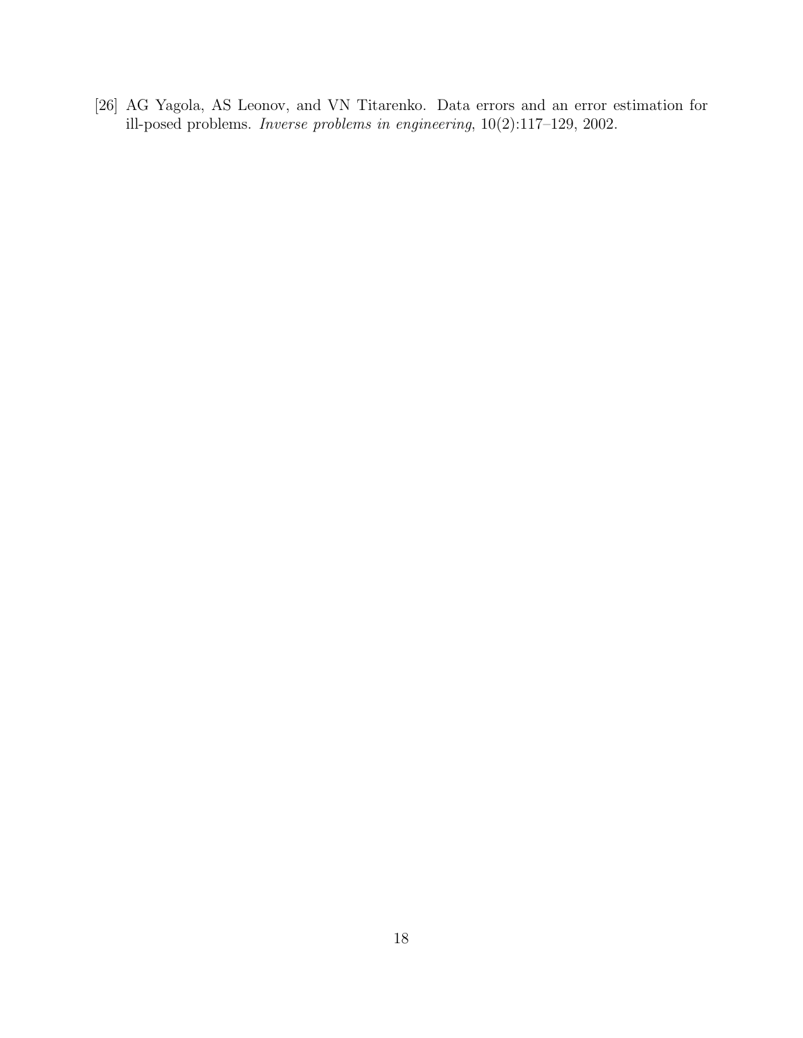[26] AG Yagola, AS Leonov, and VN Titarenko. Data errors and an error estimation for ill-posed problems. *Inverse problems in engineering*, 10(2):117–129, 2002.